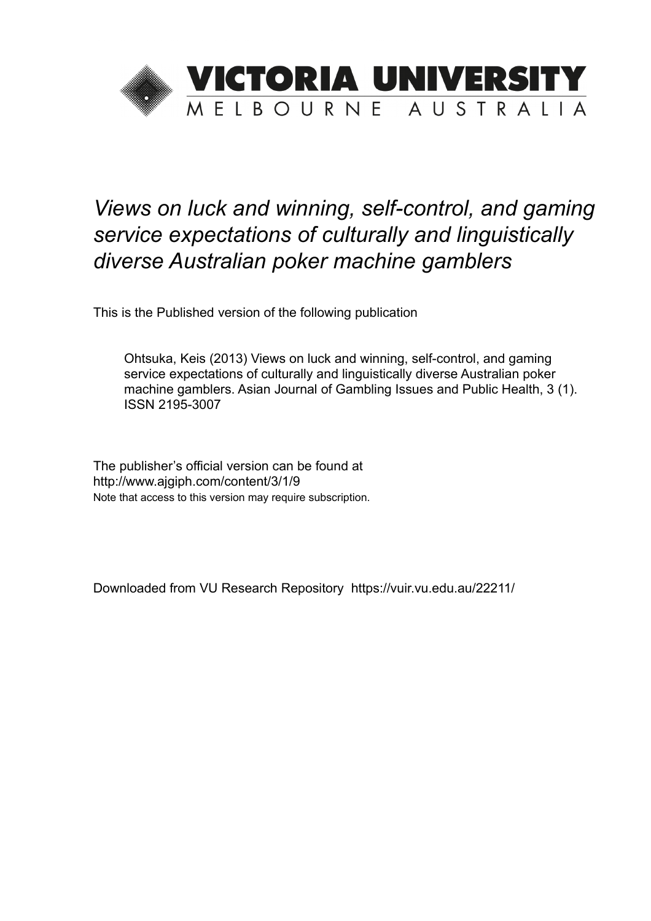# VICTORIA UNIVERSITY
MELBOURNE AUSTRALIA

*Views on luck and winning, self-control, and gaming service expectations of culturally and linguistically diverse Australian poker machine gamblers*

This is the Published version of the following publication

Ohtsuka, Keis (2013) Views on luck and winning, self-control, and gaming service expectations of culturally and linguistically diverse Australian poker machine gamblers. Asian Journal of Gambling Issues and Public Health, 3 (1). ISSN 2195-3007

The publisher's official version can be found at
http://www.ajgiph.com/content/3/1/9
Note that access to this version may require subscription.

Downloaded from VU Research Repository https://vuir.vu.edu.au/22211/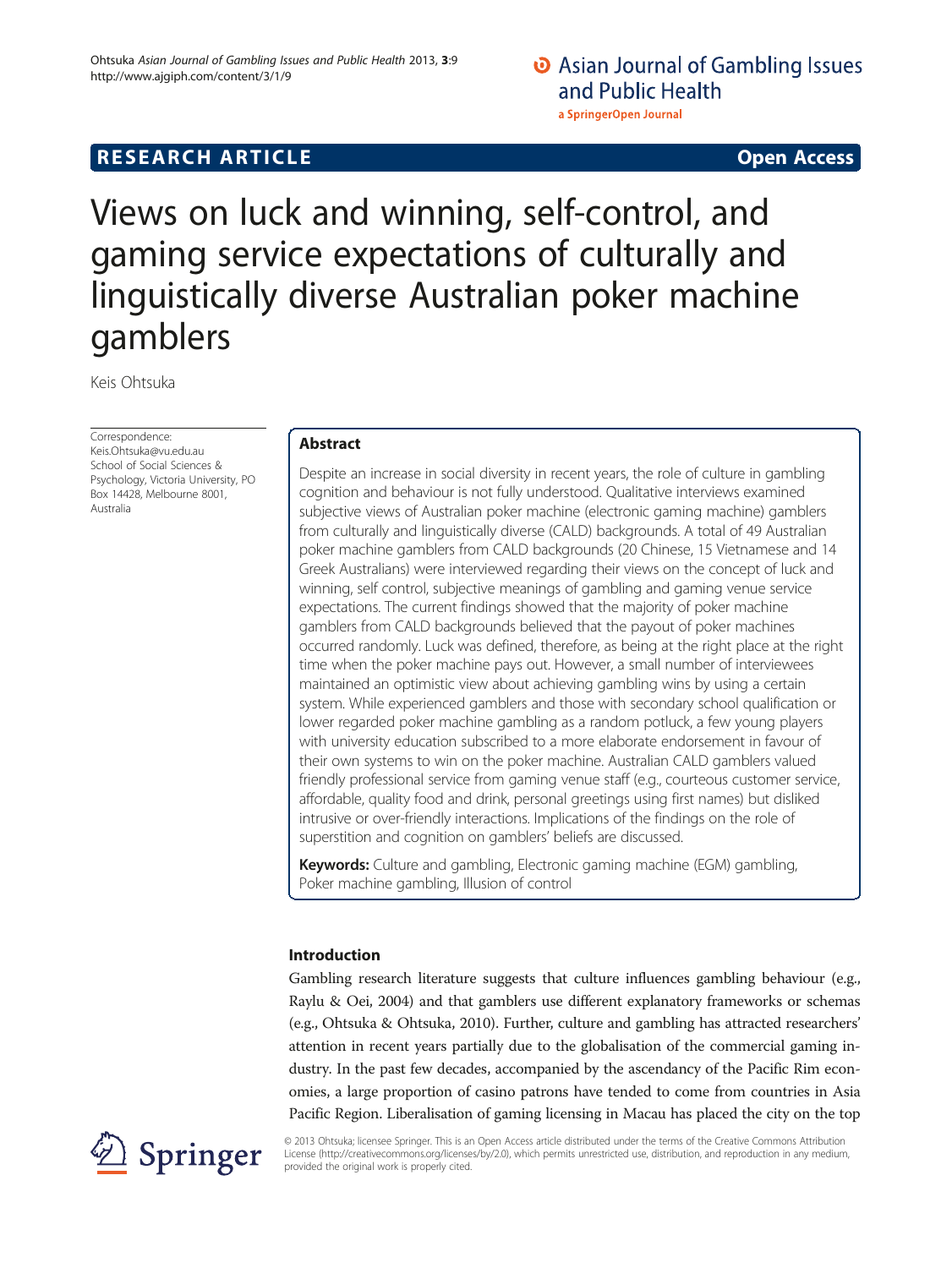# Views on luck and winning, self-control, and gaming service expectations of culturally and linguistically diverse Australian poker machine gamblers

Keis Ohtsuka

Correspondence: Keis.Ohtsuka@vu.edu.au
School of Social Sciences & Psychology, Victoria University, PO Box 14428, Melbourne 8001, Australia

## Abstract

Despite an increase in social diversity in recent years, the role of culture in gambling cognition and behaviour is not fully understood. Qualitative interviews examined subjective views of Australian poker machine (electronic gaming machine) gamblers from culturally and linguistically diverse (CALD) backgrounds. A total of 49 Australian poker machine gamblers from CALD backgrounds (20 Chinese, 15 Vietnamese and 14 Greek Australians) were interviewed regarding their views on the concept of luck and winning, self control, subjective meanings of gambling and gaming venue service expectations. The current findings showed that the majority of poker machine gamblers from CALD backgrounds believed that the payout of poker machines occurred randomly. Luck was defined, therefore, as being at the right place at the right time when the poker machine pays out. However, a small number of interviewees maintained an optimistic view about achieving gambling wins by using a certain system. While experienced gamblers and those with secondary school qualification or lower regarded poker machine gambling as a random potluck, a few young players with university education subscribed to a more elaborate endorsement in favour of their own systems to win on the poker machine. Australian CALD gamblers valued friendly professional service from gaming venue staff (e.g., courteous customer service, affordable, quality food and drink, personal greetings using first names) but disliked intrusive or over-friendly interactions. Implications of the findings on the role of superstition and cognition on gamblers' beliefs are discussed.

**Keywords:** Culture and gambling, Electronic gaming machine (EGM) gambling, Poker machine gambling, Illusion of control

## Introduction

Gambling research literature suggests that culture influences gambling behaviour (e.g., Raylu & Oei, 2004) and that gamblers use different explanatory frameworks or schemas (e.g., Ohtsuka & Ohtsuka, 2010). Further, culture and gambling has attracted researchers' attention in recent years partially due to the globalisation of the commercial gaming industry. In the past few decades, accompanied by the ascendancy of the Pacific Rim economies, a large proportion of casino patrons have tended to come from countries in Asia Pacific Region. Liberalisation of gaming licensing in Macau has placed the city on the top

© 2013 Ohtsuka; licensee Springer. This is an Open Access article distributed under the terms of the Creative Commons Attribution License (http://creativecommons.org/licenses/by/2.0), which permits unrestricted use, distribution, and reproduction in any medium, provided the original work is properly cited.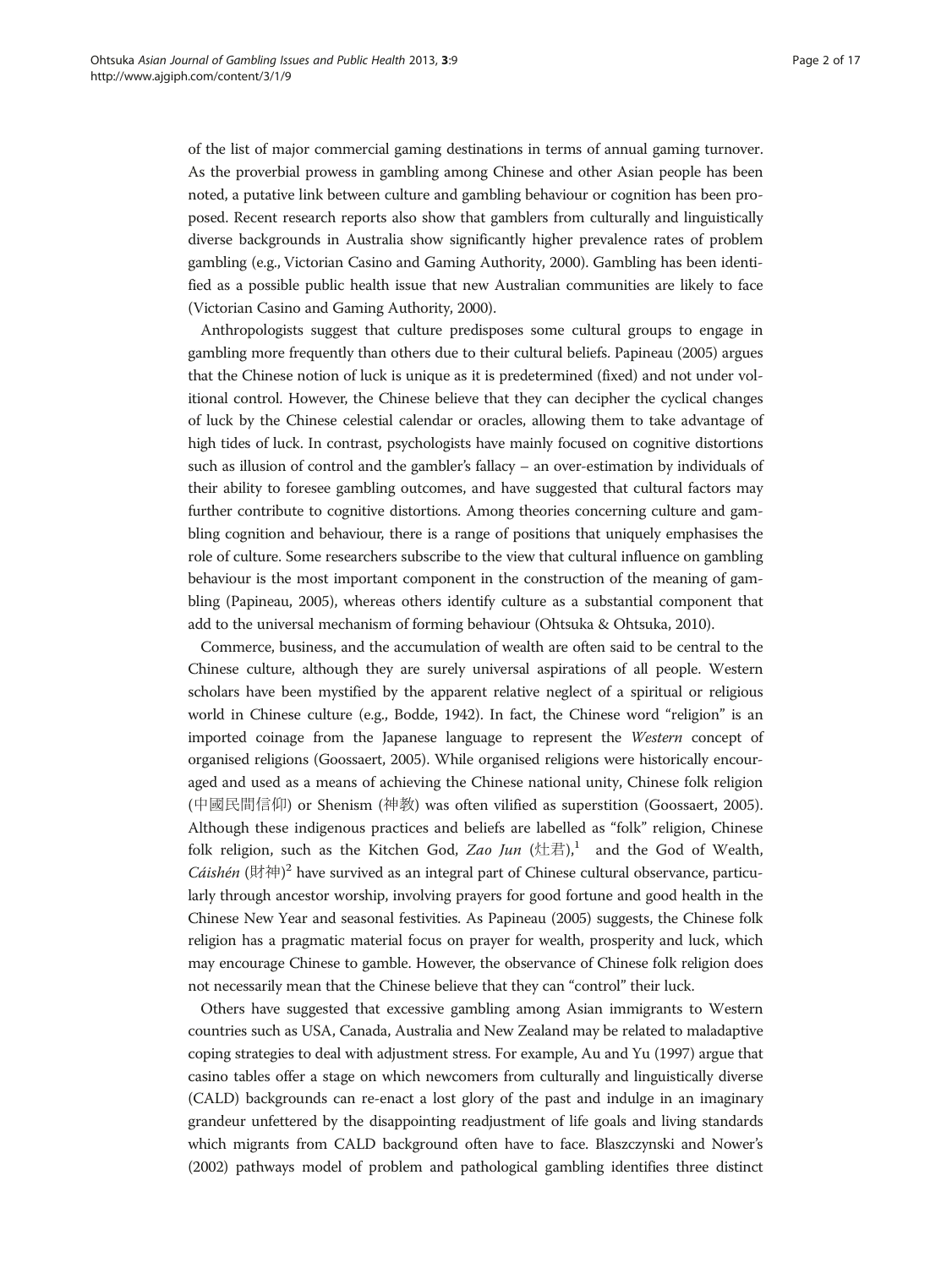of the list of major commercial gaming destinations in terms of annual gaming turnover. As the proverbial prowess in gambling among Chinese and other Asian people has been noted, a putative link between culture and gambling behaviour or cognition has been proposed. Recent research reports also show that gamblers from culturally and linguistically diverse backgrounds in Australia show significantly higher prevalence rates of problem gambling (e.g., Victorian Casino and Gaming Authority, 2000). Gambling has been identified as a possible public health issue that new Australian communities are likely to face (Victorian Casino and Gaming Authority, 2000).

Anthropologists suggest that culture predisposes some cultural groups to engage in gambling more frequently than others due to their cultural beliefs. Papineau (2005) argues that the Chinese notion of luck is unique as it is predetermined (fixed) and not under volitional control. However, the Chinese believe that they can decipher the cyclical changes of luck by the Chinese celestial calendar or oracles, allowing them to take advantage of high tides of luck. In contrast, psychologists have mainly focused on cognitive distortions such as illusion of control and the gambler's fallacy – an over-estimation by individuals of their ability to foresee gambling outcomes, and have suggested that cultural factors may further contribute to cognitive distortions. Among theories concerning culture and gambling cognition and behaviour, there is a range of positions that uniquely emphasises the role of culture. Some researchers subscribe to the view that cultural influence on gambling behaviour is the most important component in the construction of the meaning of gambling (Papineau, 2005), whereas others identify culture as a substantial component that add to the universal mechanism of forming behaviour (Ohtsuka & Ohtsuka, 2010).

Commerce, business, and the accumulation of wealth are often said to be central to the Chinese culture, although they are surely universal aspirations of all people. Western scholars have been mystified by the apparent relative neglect of a spiritual or religious world in Chinese culture (e.g., Bodde, 1942). In fact, the Chinese word "religion" is an imported coinage from the Japanese language to represent the *Western* concept of organised religions (Goossaert, 2005). While organised religions were historically encouraged and used as a means of achieving the Chinese national unity, Chinese folk religion (中國民間信仰) or Shenism (神教) was often vilified as superstition (Goossaert, 2005). Although these indigenous practices and beliefs are labelled as "folk" religion, Chinese folk religion, such as the Kitchen God, *Zao Jun* (灶君),[1] and the God of Wealth, *Cáishén* (財神)[2] have survived as an integral part of Chinese cultural observance, particularly through ancestor worship, involving prayers for good fortune and good health in the Chinese New Year and seasonal festivities. As Papineau (2005) suggests, the Chinese folk religion has a pragmatic material focus on prayer for wealth, prosperity and luck, which may encourage Chinese to gamble. However, the observance of Chinese folk religion does not necessarily mean that the Chinese believe that they can "control" their luck.

Others have suggested that excessive gambling among Asian immigrants to Western countries such as USA, Canada, Australia and New Zealand may be related to maladaptive coping strategies to deal with adjustment stress. For example, Au and Yu (1997) argue that casino tables offer a stage on which newcomers from culturally and linguistically diverse (CALD) backgrounds can re-enact a lost glory of the past and indulge in an imaginary grandeur unfettered by the disappointing readjustment of life goals and living standards which migrants from CALD background often have to face. Blaszczynski and Nower's (2002) pathways model of problem and pathological gambling identifies three distinct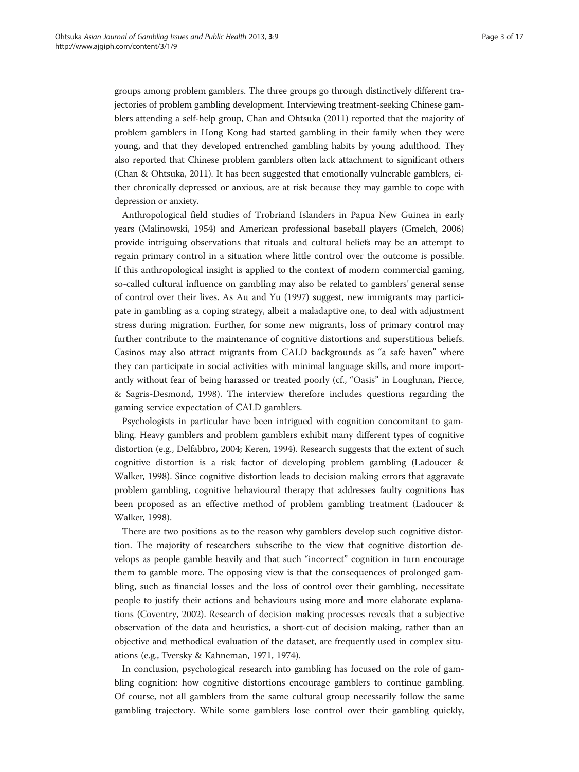groups among problem gamblers. The three groups go through distinctively different trajectories of problem gambling development. Interviewing treatment-seeking Chinese gamblers attending a self-help group, Chan and Ohtsuka (2011) reported that the majority of problem gamblers in Hong Kong had started gambling in their family when they were young, and that they developed entrenched gambling habits by young adulthood. They also reported that Chinese problem gamblers often lack attachment to significant others (Chan & Ohtsuka, 2011). It has been suggested that emotionally vulnerable gamblers, either chronically depressed or anxious, are at risk because they may gamble to cope with depression or anxiety.

Anthropological field studies of Trobriand Islanders in Papua New Guinea in early years (Malinowski, 1954) and American professional baseball players (Gmelch, 2006) provide intriguing observations that rituals and cultural beliefs may be an attempt to regain primary control in a situation where little control over the outcome is possible. If this anthropological insight is applied to the context of modern commercial gaming, so-called cultural influence on gambling may also be related to gamblers' general sense of control over their lives. As Au and Yu (1997) suggest, new immigrants may participate in gambling as a coping strategy, albeit a maladaptive one, to deal with adjustment stress during migration. Further, for some new migrants, loss of primary control may further contribute to the maintenance of cognitive distortions and superstitious beliefs. Casinos may also attract migrants from CALD backgrounds as "a safe haven" where they can participate in social activities with minimal language skills, and more importantly without fear of being harassed or treated poorly (cf., "Oasis" in Loughnan, Pierce, & Sagris-Desmond, 1998). The interview therefore includes questions regarding the gaming service expectation of CALD gamblers.

Psychologists in particular have been intrigued with cognition concomitant to gambling. Heavy gamblers and problem gamblers exhibit many different types of cognitive distortion (e.g., Delfabbro, 2004; Keren, 1994). Research suggests that the extent of such cognitive distortion is a risk factor of developing problem gambling (Ladoucer & Walker, 1998). Since cognitive distortion leads to decision making errors that aggravate problem gambling, cognitive behavioural therapy that addresses faulty cognitions has been proposed as an effective method of problem gambling treatment (Ladoucer & Walker, 1998).

There are two positions as to the reason why gamblers develop such cognitive distortion. The majority of researchers subscribe to the view that cognitive distortion develops as people gamble heavily and that such "incorrect" cognition in turn encourage them to gamble more. The opposing view is that the consequences of prolonged gambling, such as financial losses and the loss of control over their gambling, necessitate people to justify their actions and behaviours using more and more elaborate explanations (Coventry, 2002). Research of decision making processes reveals that a subjective observation of the data and heuristics, a short-cut of decision making, rather than an objective and methodical evaluation of the dataset, are frequently used in complex situations (e.g., Tversky & Kahneman, 1971, 1974).

In conclusion, psychological research into gambling has focused on the role of gambling cognition: how cognitive distortions encourage gamblers to continue gambling. Of course, not all gamblers from the same cultural group necessarily follow the same gambling trajectory. While some gamblers lose control over their gambling quickly,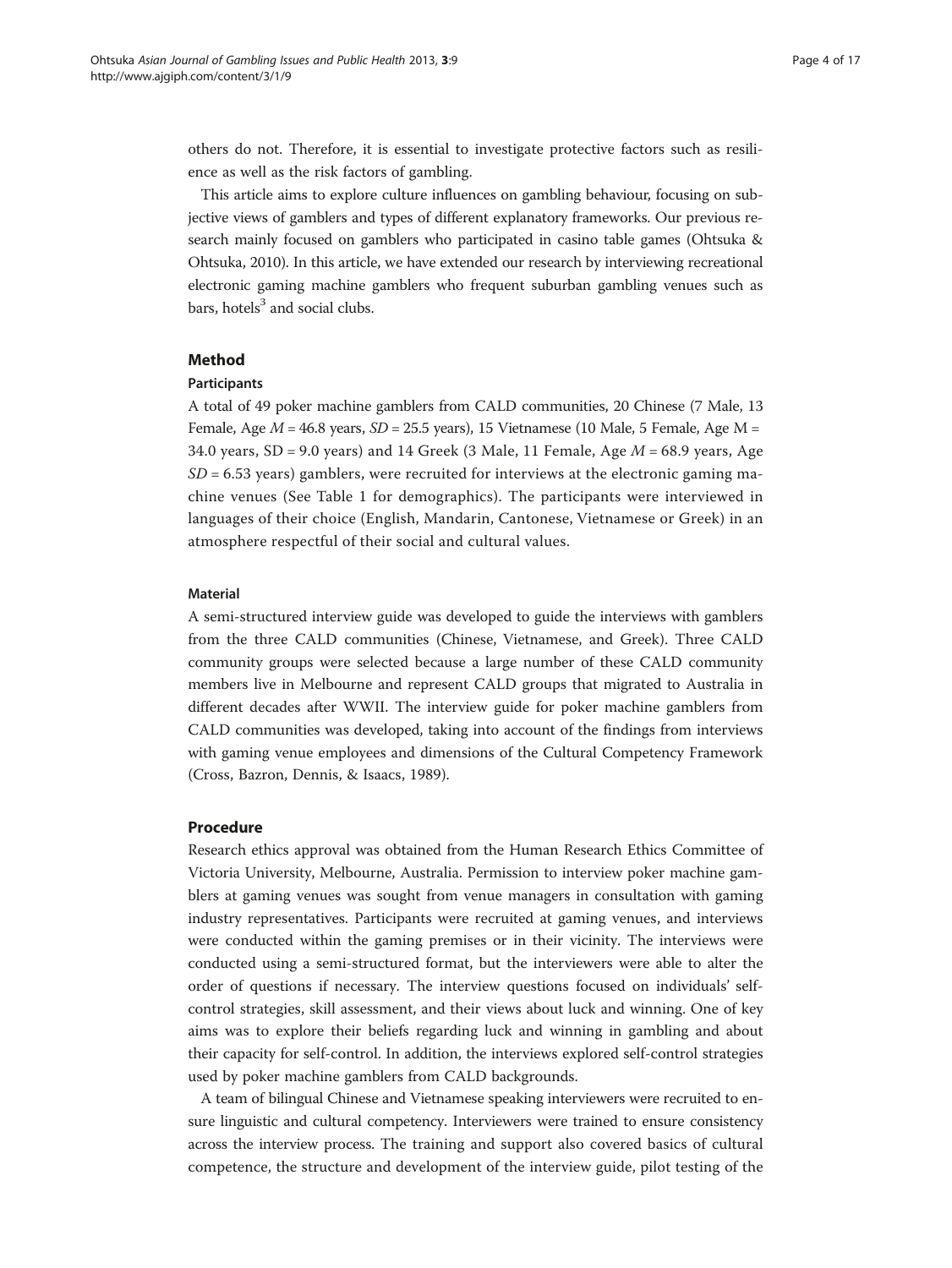others do not. Therefore, it is essential to investigate protective factors such as resilience as well as the risk factors of gambling.

This article aims to explore culture influences on gambling behaviour, focusing on subjective views of gamblers and types of different explanatory frameworks. Our previous research mainly focused on gamblers who participated in casino table games (Ohtsuka & Ohtsuka, 2010). In this article, we have extended our research by interviewing recreational electronic gaming machine gamblers who frequent suburban gambling venues such as bars, hotels[3] and social clubs.

## Method

### Participants

A total of 49 poker machine gamblers from CALD communities, 20 Chinese (7 Male, 13 Female, Age $M$ = 46.8 years, $SD$ = 25.5 years), 15 Vietnamese (10 Male, 5 Female, Age M = 34.0 years, SD = 9.0 years) and 14 Greek (3 Male, 11 Female, Age $M$ = 68.9 years, Age $SD$ = 6.53 years) gamblers, were recruited for interviews at the electronic gaming machine venues (See Table 1 for demographics). The participants were interviewed in languages of their choice (English, Mandarin, Cantonese, Vietnamese or Greek) in an atmosphere respectful of their social and cultural values.

### Material

A semi-structured interview guide was developed to guide the interviews with gamblers from the three CALD communities (Chinese, Vietnamese, and Greek). Three CALD community groups were selected because a large number of these CALD community members live in Melbourne and represent CALD groups that migrated to Australia in different decades after WWII. The interview guide for poker machine gamblers from CALD communities was developed, taking into account of the findings from interviews with gaming venue employees and dimensions of the Cultural Competency Framework (Cross, Bazron, Dennis, & Isaacs, 1989).

## Procedure

Research ethics approval was obtained from the Human Research Ethics Committee of Victoria University, Melbourne, Australia. Permission to interview poker machine gamblers at gaming venues was sought from venue managers in consultation with gaming industry representatives. Participants were recruited at gaming venues, and interviews were conducted within the gaming premises or in their vicinity. The interviews were conducted using a semi-structured format, but the interviewers were able to alter the order of questions if necessary. The interview questions focused on individuals' self-control strategies, skill assessment, and their views about luck and winning. One of key aims was to explore their beliefs regarding luck and winning in gambling and about their capacity for self-control. In addition, the interviews explored self-control strategies used by poker machine gamblers from CALD backgrounds.

A team of bilingual Chinese and Vietnamese speaking interviewers were recruited to ensure linguistic and cultural competency. Interviewers were trained to ensure consistency across the interview process. The training and support also covered basics of cultural competence, the structure and development of the interview guide, pilot testing of the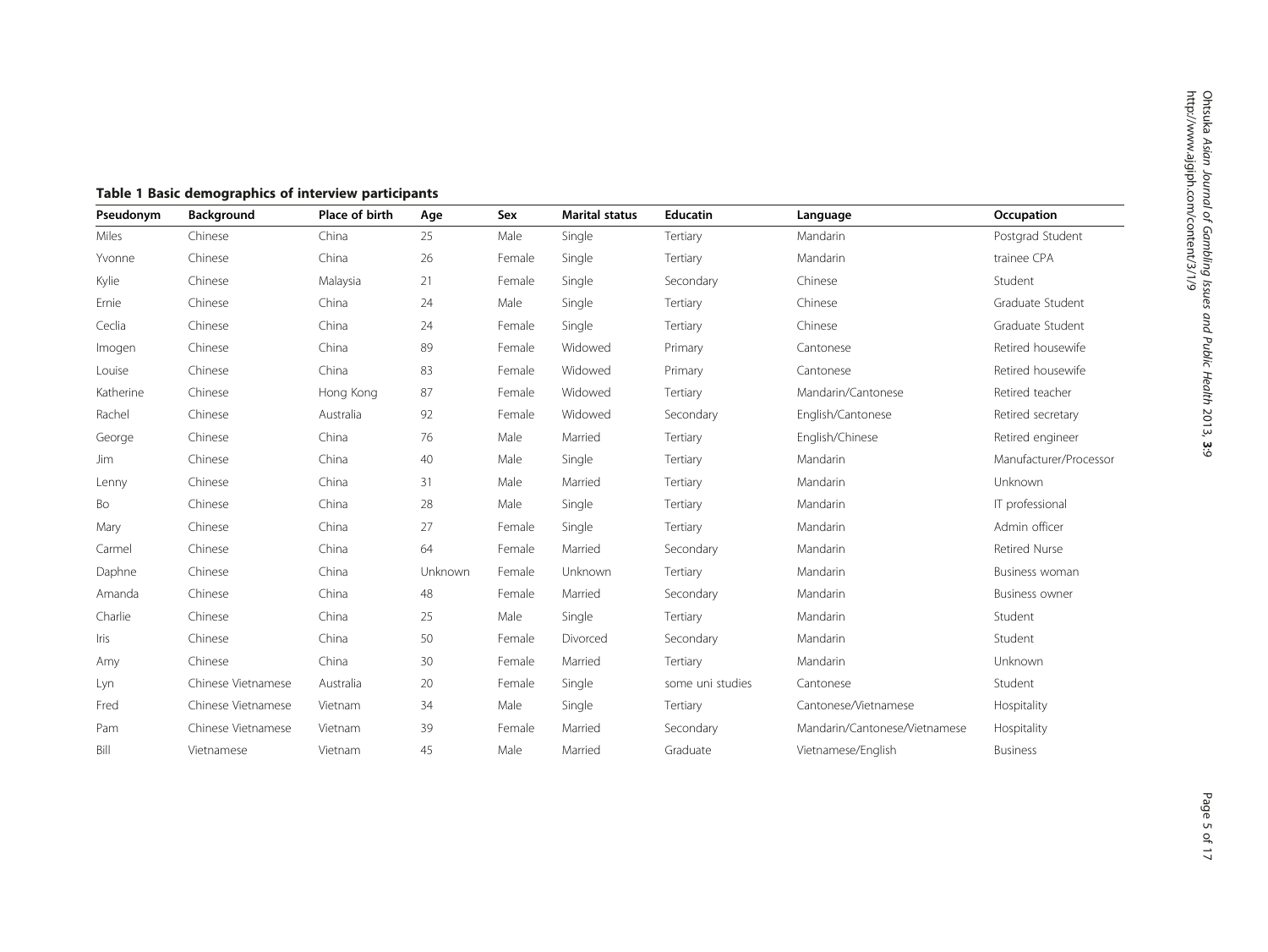**Table 1 Basic demographics of interview participants**

| Pseudonym | Background | Place of birth | Age | Sex | Marital status | Educatin | Language | Occupation |
|---|---|---|---|---|---|---|---|---|
| Miles | Chinese | China | 25 | Male | Single | Tertiary | Mandarin | Postgrad Student |
| Yvonne | Chinese | China | 26 | Female | Single | Tertiary | Mandarin | trainee CPA |
| Kylie | Chinese | Malaysia | 21 | Female | Single | Secondary | Chinese | Student |
| Ernie | Chinese | China | 24 | Male | Single | Tertiary | Chinese | Graduate Student |
| Ceclia | Chinese | China | 24 | Female | Single | Tertiary | Chinese | Graduate Student |
| Imogen | Chinese | China | 89 | Female | Widowed | Primary | Cantonese | Retired housewife |
| Louise | Chinese | China | 83 | Female | Widowed | Primary | Cantonese | Retired housewife |
| Katherine | Chinese | Hong Kong | 87 | Female | Widowed | Tertiary | Mandarin/Cantonese | Retired teacher |
| Rachel | Chinese | Australia | 92 | Female | Widowed | Secondary | English/Cantonese | Retired secretary |
| George | Chinese | China | 76 | Male | Married | Tertiary | English/Chinese | Retired engineer |
| Jim | Chinese | China | 40 | Male | Single | Tertiary | Mandarin | Manufacturer/Processor |
| Lenny | Chinese | China | 31 | Male | Married | Tertiary | Mandarin | Unknown |
| Bo | Chinese | China | 28 | Male | Single | Tertiary | Mandarin | IT professional |
| Mary | Chinese | China | 27 | Female | Single | Tertiary | Mandarin | Admin officer |
| Carmel | Chinese | China | 64 | Female | Married | Secondary | Mandarin | Retired Nurse |
| Daphne | Chinese | China | Unknown | Female | Unknown | Tertiary | Mandarin | Business woman |
| Amanda | Chinese | China | 48 | Female | Married | Secondary | Mandarin | Business owner |
| Charlie | Chinese | China | 25 | Male | Single | Tertiary | Mandarin | Student |
| Iris | Chinese | China | 50 | Female | Divorced | Secondary | Mandarin | Student |
| Amy | Chinese | China | 30 | Female | Married | Tertiary | Mandarin | Unknown |
| Lyn | Chinese Vietnamese | Australia | 20 | Female | Single | some uni studies | Cantonese | Student |
| Fred | Chinese Vietnamese | Vietnam | 34 | Male | Single | Tertiary | Cantonese/Vietnamese | Hospitality |
| Pam | Chinese Vietnamese | Vietnam | 39 | Female | Married | Secondary | Mandarin/Cantonese/Vietnamese | Hospitality |
| Bill | Vietnamese | Vietnam | 45 | Male | Married | Graduate | Vietnamese/English | Business |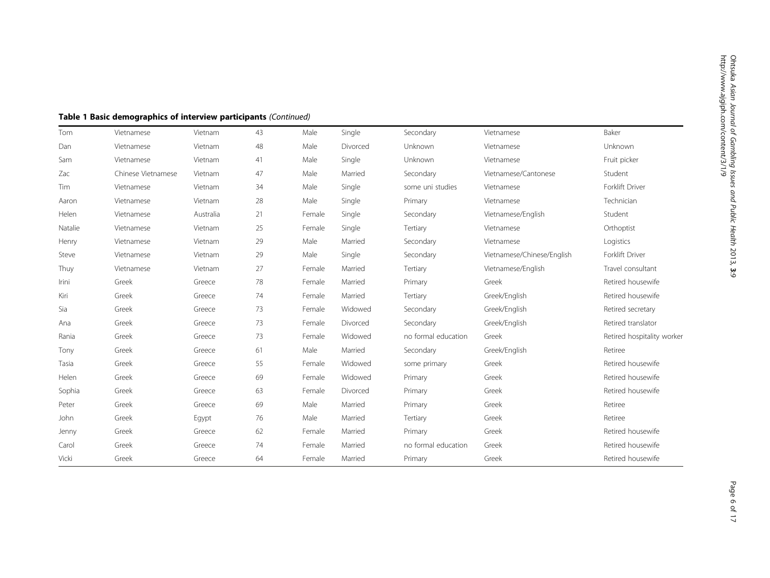**Table 1 Basic demographics of interview participants** *(Continued)*

| | | | | | | | | |
|---|---|---|---|---|---|---|---|---|
| Tom | Vietnamese | Vietnam | 43 | Male | Single | Secondary | Vietnamese | Baker |
| Dan | Vietnamese | Vietnam | 48 | Male | Divorced | Unknown | Vietnamese | Unknown |
| Sam | Vietnamese | Vietnam | 41 | Male | Single | Unknown | Vietnamese | Fruit picker |
| Zac | Chinese Vietnamese | Vietnam | 47 | Male | Married | Secondary | Vietnamese/Cantonese | Student |
| Tim | Vietnamese | Vietnam | 34 | Male | Single | some uni studies | Vietnamese | Forklift Driver |
| Aaron | Vietnamese | Vietnam | 28 | Male | Single | Primary | Vietnamese | Technician |
| Helen | Vietnamese | Australia | 21 | Female | Single | Secondary | Vietnamese/English | Student |
| Natalie | Vietnamese | Vietnam | 25 | Female | Single | Tertiary | Vietnamese | Orthoptist |
| Henry | Vietnamese | Vietnam | 29 | Male | Married | Secondary | Vietnamese | Logistics |
| Steve | Vietnamese | Vietnam | 29 | Male | Single | Secondary | Vietnamese/Chinese/English | Forklift Driver |
| Thuy | Vietnamese | Vietnam | 27 | Female | Married | Tertiary | Vietnamese/English | Travel consultant |
| Irini | Greek | Greece | 78 | Female | Married | Primary | Greek | Retired housewife |
| Kiri | Greek | Greece | 74 | Female | Married | Tertiary | Greek/English | Retired housewife |
| Sia | Greek | Greece | 73 | Female | Widowed | Secondary | Greek/English | Retired secretary |
| Ana | Greek | Greece | 73 | Female | Divorced | Secondary | Greek/English | Retired translator |
| Rania | Greek | Greece | 73 | Female | Widowed | no formal education | Greek | Retired hospitality worker |
| Tony | Greek | Greece | 61 | Male | Married | Secondary | Greek/English | Retiree |
| Tasia | Greek | Greece | 55 | Female | Widowed | some primary | Greek | Retired housewife |
| Helen | Greek | Greece | 69 | Female | Widowed | Primary | Greek | Retired housewife |
| Sophia | Greek | Greece | 63 | Female | Divorced | Primary | Greek | Retired housewife |
| Peter | Greek | Greece | 69 | Male | Married | Primary | Greek | Retiree |
| John | Greek | Egypt | 76 | Male | Married | Tertiary | Greek | Retiree |
| Jenny | Greek | Greece | 62 | Female | Married | Primary | Greek | Retired housewife |
| Carol | Greek | Greece | 74 | Female | Married | no formal education | Greek | Retired housewife |
| Vicki | Greek | Greece | 64 | Female | Married | Primary | Greek | Retired housewife |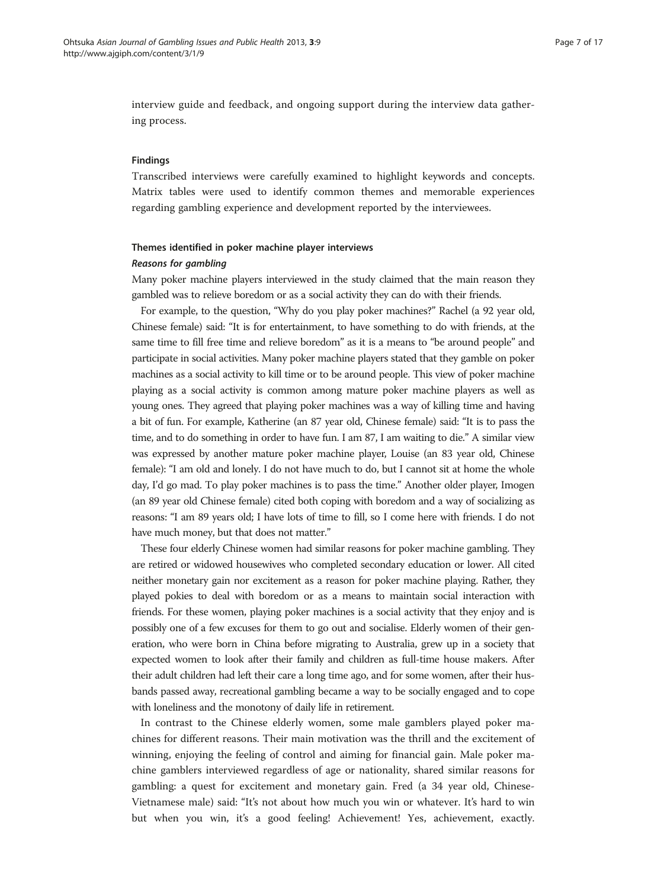interview guide and feedback, and ongoing support during the interview data gathering process.

## Findings

Transcribed interviews were carefully examined to highlight keywords and concepts. Matrix tables were used to identify common themes and memorable experiences regarding gambling experience and development reported by the interviewees.

### Themes identified in poker machine player interviews

#### *Reasons for gambling*

Many poker machine players interviewed in the study claimed that the main reason they gambled was to relieve boredom or as a social activity they can do with their friends.

For example, to the question, "Why do you play poker machines?" Rachel (a 92 year old, Chinese female) said: "It is for entertainment, to have something to do with friends, at the same time to fill free time and relieve boredom" as it is a means to "be around people" and participate in social activities. Many poker machine players stated that they gamble on poker machines as a social activity to kill time or to be around people. This view of poker machine playing as a social activity is common among mature poker machine players as well as young ones. They agreed that playing poker machines was a way of killing time and having a bit of fun. For example, Katherine (an 87 year old, Chinese female) said: "It is to pass the time, and to do something in order to have fun. I am 87, I am waiting to die." A similar view was expressed by another mature poker machine player, Louise (an 83 year old, Chinese female): "I am old and lonely. I do not have much to do, but I cannot sit at home the whole day, I'd go mad. To play poker machines is to pass the time." Another older player, Imogen (an 89 year old Chinese female) cited both coping with boredom and a way of socializing as reasons: "I am 89 years old; I have lots of time to fill, so I come here with friends. I do not have much money, but that does not matter."

These four elderly Chinese women had similar reasons for poker machine gambling. They are retired or widowed housewives who completed secondary education or lower. All cited neither monetary gain nor excitement as a reason for poker machine playing. Rather, they played pokies to deal with boredom or as a means to maintain social interaction with friends. For these women, playing poker machines is a social activity that they enjoy and is possibly one of a few excuses for them to go out and socialise. Elderly women of their generation, who were born in China before migrating to Australia, grew up in a society that expected women to look after their family and children as full-time house makers. After their adult children had left their care a long time ago, and for some women, after their husbands passed away, recreational gambling became a way to be socially engaged and to cope with loneliness and the monotony of daily life in retirement.

In contrast to the Chinese elderly women, some male gamblers played poker machines for different reasons. Their main motivation was the thrill and the excitement of winning, enjoying the feeling of control and aiming for financial gain. Male poker machine gamblers interviewed regardless of age or nationality, shared similar reasons for gambling: a quest for excitement and monetary gain. Fred (a 34 year old, Chinese-Vietnamese male) said: "It's not about how much you win or whatever. It's hard to win but when you win, it's a good feeling! Achievement! Yes, achievement, exactly.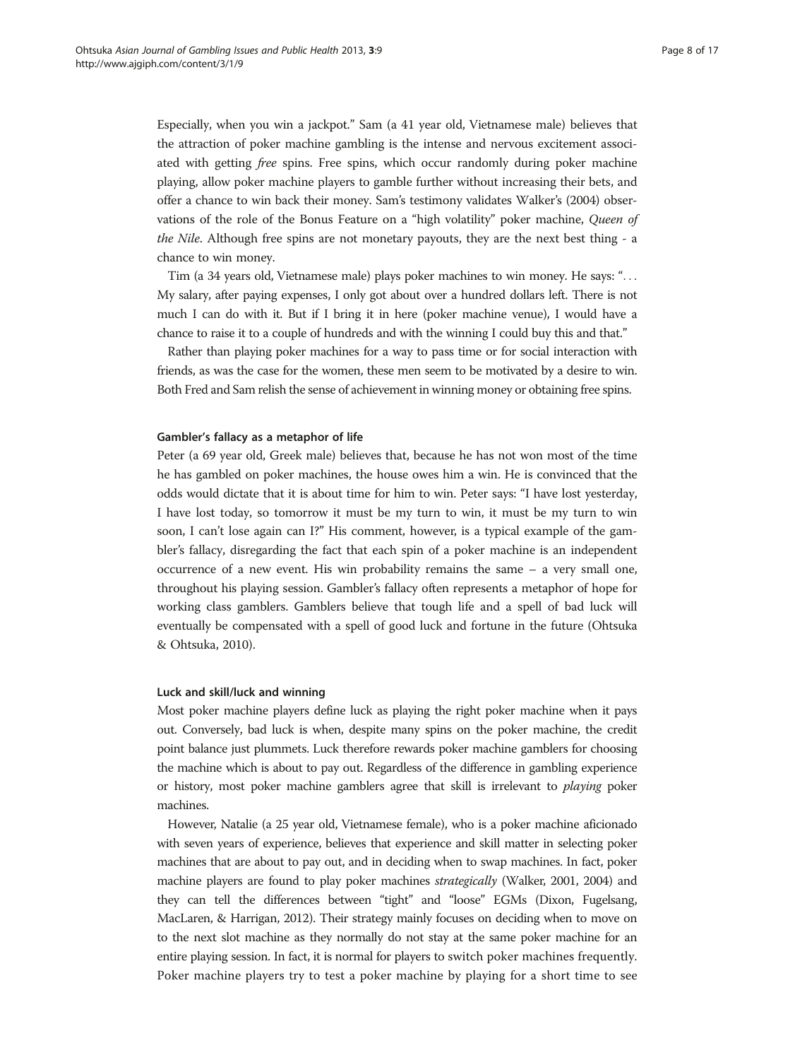Especially, when you win a jackpot." Sam (a 41 year old, Vietnamese male) believes that the attraction of poker machine gambling is the intense and nervous excitement associated with getting *free* spins. Free spins, which occur randomly during poker machine playing, allow poker machine players to gamble further without increasing their bets, and offer a chance to win back their money. Sam's testimony validates Walker's (2004) observations of the role of the Bonus Feature on a "high volatility" poker machine, *Queen of the Nile*. Although free spins are not monetary payouts, they are the next best thing - a chance to win money.

Tim (a 34 years old, Vietnamese male) plays poker machines to win money. He says: "... My salary, after paying expenses, I only got about over a hundred dollars left. There is not much I can do with it. But if I bring it in here (poker machine venue), I would have a chance to raise it to a couple of hundreds and with the winning I could buy this and that."

Rather than playing poker machines for a way to pass time or for social interaction with friends, as was the case for the women, these men seem to be motivated by a desire to win. Both Fred and Sam relish the sense of achievement in winning money or obtaining free spins.

#### Gambler's fallacy as a metaphor of life

Peter (a 69 year old, Greek male) believes that, because he has not won most of the time he has gambled on poker machines, the house owes him a win. He is convinced that the odds would dictate that it is about time for him to win. Peter says: "I have lost yesterday, I have lost today, so tomorrow it must be my turn to win, it must be my turn to win soon, I can't lose again can I?" His comment, however, is a typical example of the gambler's fallacy, disregarding the fact that each spin of a poker machine is an independent occurrence of a new event. His win probability remains the same – a very small one, throughout his playing session. Gambler's fallacy often represents a metaphor of hope for working class gamblers. Gamblers believe that tough life and a spell of bad luck will eventually be compensated with a spell of good luck and fortune in the future (Ohtsuka & Ohtsuka, 2010).

#### Luck and skill/luck and winning

Most poker machine players define luck as playing the right poker machine when it pays out. Conversely, bad luck is when, despite many spins on the poker machine, the credit point balance just plummets. Luck therefore rewards poker machine gamblers for choosing the machine which is about to pay out. Regardless of the difference in gambling experience or history, most poker machine gamblers agree that skill is irrelevant to *playing* poker machines.

However, Natalie (a 25 year old, Vietnamese female), who is a poker machine aficionado with seven years of experience, believes that experience and skill matter in selecting poker machines that are about to pay out, and in deciding when to swap machines. In fact, poker machine players are found to play poker machines *strategically* (Walker, 2001, 2004) and they can tell the differences between "tight" and "loose" EGMs (Dixon, Fugelsang, MacLaren, & Harrigan, 2012). Their strategy mainly focuses on deciding when to move on to the next slot machine as they normally do not stay at the same poker machine for an entire playing session. In fact, it is normal for players to switch poker machines frequently. Poker machine players try to test a poker machine by playing for a short time to see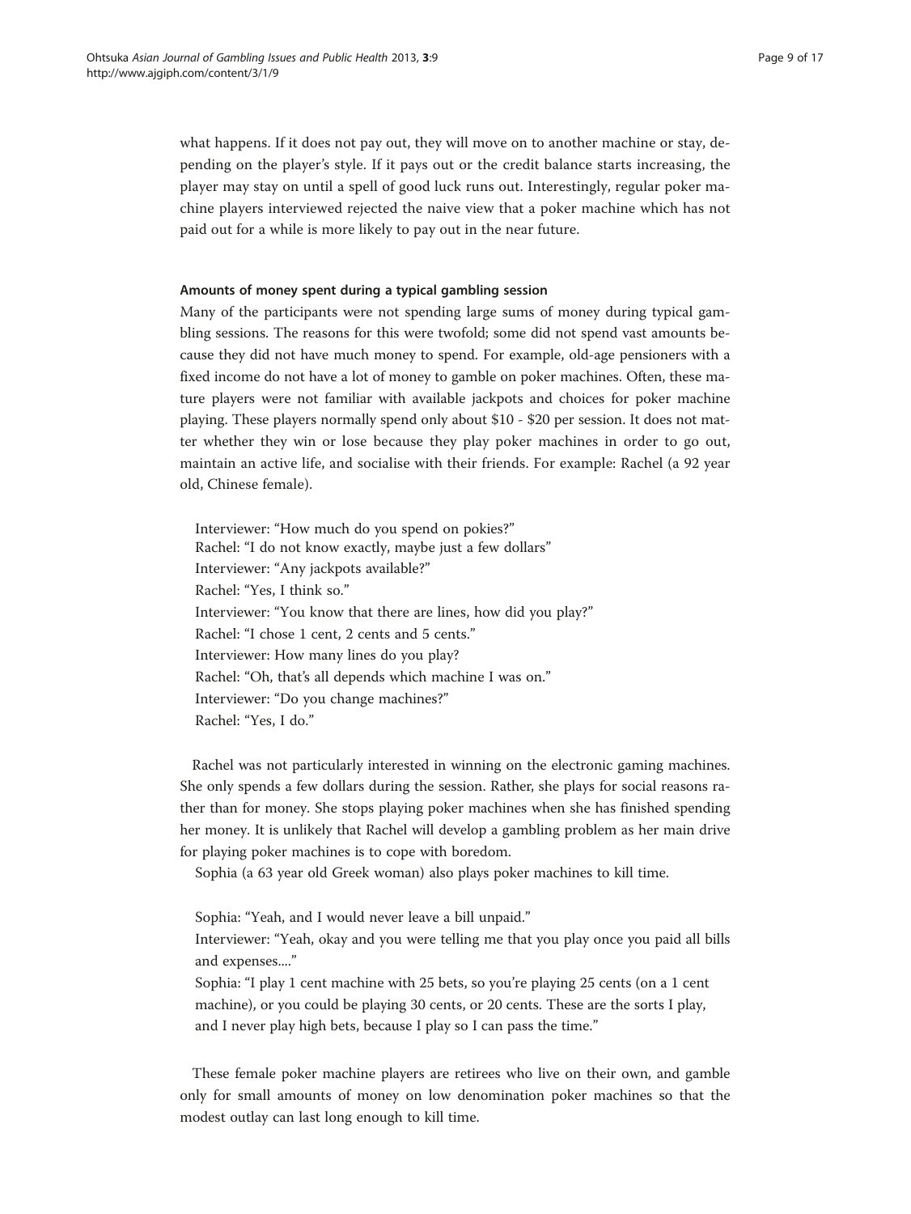what happens. If it does not pay out, they will move on to another machine or stay, depending on the player's style. If it pays out or the credit balance starts increasing, the player may stay on until a spell of good luck runs out. Interestingly, regular poker machine players interviewed rejected the naive view that a poker machine which has not paid out for a while is more likely to pay out in the near future.

#### Amounts of money spent during a typical gambling session

Many of the participants were not spending large sums of money during typical gambling sessions. The reasons for this were twofold; some did not spend vast amounts because they did not have much money to spend. For example, old-age pensioners with a fixed income do not have a lot of money to gamble on poker machines. Often, these mature players were not familiar with available jackpots and choices for poker machine playing. These players normally spend only about $10 - $20 per session. It does not matter whether they win or lose because they play poker machines in order to go out, maintain an active life, and socialise with their friends. For example: Rachel (a 92 year old, Chinese female).

> Interviewer: "How much do you spend on pokies?"
> Rachel: "I do not know exactly, maybe just a few dollars"
> Interviewer: "Any jackpots available?"
> Rachel: "Yes, I think so."
> Interviewer: "You know that there are lines, how did you play?"
> Rachel: "I chose 1 cent, 2 cents and 5 cents."
> Interviewer: How many lines do you play?
> Rachel: "Oh, that's all depends which machine I was on."
> Interviewer: "Do you change machines?"
> Rachel: "Yes, I do."

Rachel was not particularly interested in winning on the electronic gaming machines. She only spends a few dollars during the session. Rather, she plays for social reasons rather than for money. She stops playing poker machines when she has finished spending her money. It is unlikely that Rachel will develop a gambling problem as her main drive for playing poker machines is to cope with boredom.

Sophia (a 63 year old Greek woman) also plays poker machines to kill time.

> Sophia: "Yeah, and I would never leave a bill unpaid."
> Interviewer: "Yeah, okay and you were telling me that you play once you paid all bills and expenses...."
> Sophia: "I play 1 cent machine with 25 bets, so you're playing 25 cents (on a 1 cent machine), or you could be playing 30 cents, or 20 cents. These are the sorts I play, and I never play high bets, because I play so I can pass the time."

These female poker machine players are retirees who live on their own, and gamble only for small amounts of money on low denomination poker machines so that the modest outlay can last long enough to kill time.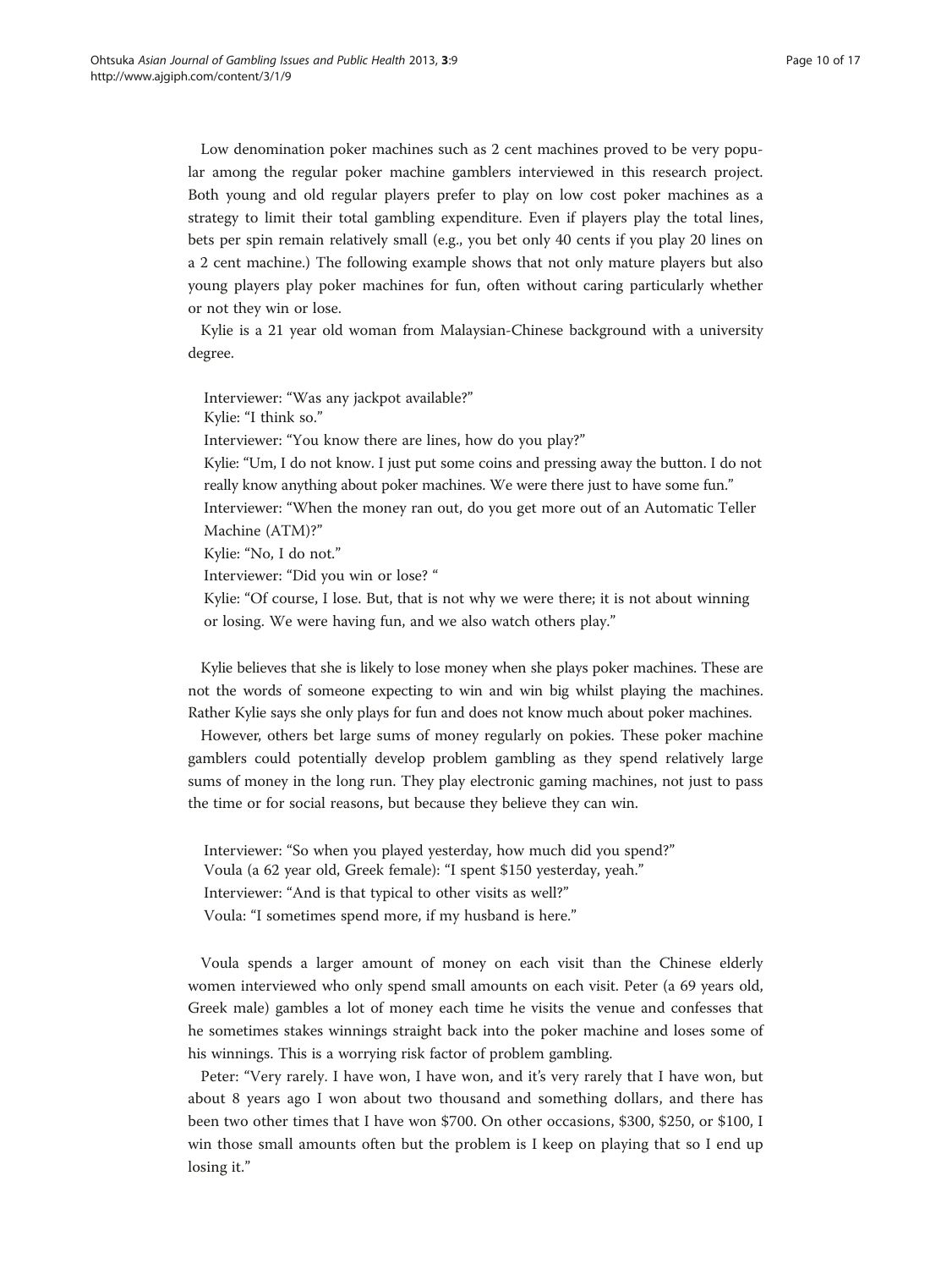Low denomination poker machines such as 2 cent machines proved to be very popular among the regular poker machine gamblers interviewed in this research project. Both young and old regular players prefer to play on low cost poker machines as a strategy to limit their total gambling expenditure. Even if players play the total lines, bets per spin remain relatively small (e.g., you bet only 40 cents if you play 20 lines on a 2 cent machine.) The following example shows that not only mature players but also young players play poker machines for fun, often without caring particularly whether or not they win or lose.

Kylie is a 21 year old woman from Malaysian-Chinese background with a university degree.

> Interviewer: "Was any jackpot available?"
> Kylie: "I think so."
> Interviewer: "You know there are lines, how do you play?"
> Kylie: "Um, I do not know. I just put some coins and pressing away the button. I do not really know anything about poker machines. We were there just to have some fun."
> Interviewer: "When the money ran out, do you get more out of an Automatic Teller Machine (ATM)?"
> Kylie: "No, I do not."
> Interviewer: "Did you win or lose? "
> Kylie: "Of course, I lose. But, that is not why we were there; it is not about winning or losing. We were having fun, and we also watch others play."

Kylie believes that she is likely to lose money when she plays poker machines. These are not the words of someone expecting to win and win big whilst playing the machines. Rather Kylie says she only plays for fun and does not know much about poker machines.

However, others bet large sums of money regularly on pokies. These poker machine gamblers could potentially develop problem gambling as they spend relatively large sums of money in the long run. They play electronic gaming machines, not just to pass the time or for social reasons, but because they believe they can win.

> Interviewer: "So when you played yesterday, how much did you spend?"
> Voula (a 62 year old, Greek female): "I spent $150 yesterday, yeah."
> Interviewer: "And is that typical to other visits as well?"
> Voula: "I sometimes spend more, if my husband is here."

Voula spends a larger amount of money on each visit than the Chinese elderly women interviewed who only spend small amounts on each visit. Peter (a 69 years old, Greek male) gambles a lot of money each time he visits the venue and confesses that he sometimes stakes winnings straight back into the poker machine and loses some of his winnings. This is a worrying risk factor of problem gambling.

Peter: "Very rarely. I have won, I have won, and it's very rarely that I have won, but about 8 years ago I won about two thousand and something dollars, and there has been two other times that I have won $700. On other occasions, $300, $250, or $100, I win those small amounts often but the problem is I keep on playing that so I end up losing it."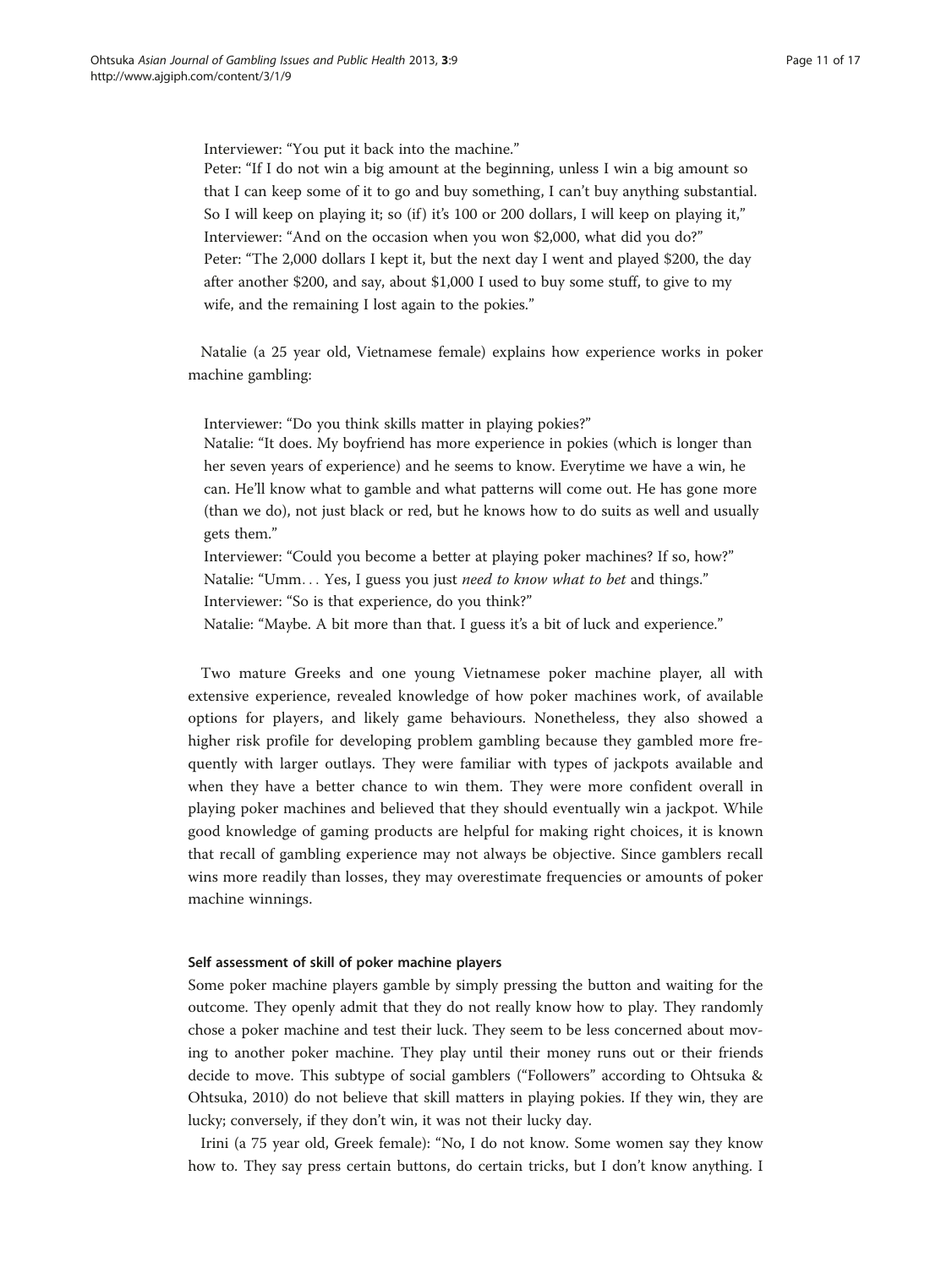Interviewer: “You put it back into the machine.”

Peter: “If I do not win a big amount at the beginning, unless I win a big amount so that I can keep some of it to go and buy something, I can’t buy anything substantial. So I will keep on playing it; so (if) it’s 100 or 200 dollars, I will keep on playing it,”

Interviewer: “And on the occasion when you won $2,000, what did you do?”

Peter: “The 2,000 dollars I kept it, but the next day I went and played $200, the day after another $200, and say, about $1,000 I used to buy some stuff, to give to my wife, and the remaining I lost again to the pokies.”

Natalie (a 25 year old, Vietnamese female) explains how experience works in poker machine gambling:

Interviewer: “Do you think skills matter in playing pokies?”

Natalie: “It does. My boyfriend has more experience in pokies (which is longer than her seven years of experience) and he seems to know. Everytime we have a win, he can. He’ll know what to gamble and what patterns will come out. He has gone more (than we do), not just black or red, but he knows how to do suits as well and usually gets them.”

Interviewer: “Could you become a better at playing poker machines? If so, how?”

Natalie: “Umm… Yes, I guess you just *need to know what to bet* and things.”

Interviewer: “So is that experience, do you think?”

Natalie: “Maybe. A bit more than that. I guess it’s a bit of luck and experience.”

Two mature Greeks and one young Vietnamese poker machine player, all with extensive experience, revealed knowledge of how poker machines work, of available options for players, and likely game behaviours. Nonetheless, they also showed a higher risk profile for developing problem gambling because they gambled more frequently with larger outlays. They were familiar with types of jackpots available and when they have a better chance to win them. They were more confident overall in playing poker machines and believed that they should eventually win a jackpot. While good knowledge of gaming products are helpful for making right choices, it is known that recall of gambling experience may not always be objective. Since gamblers recall wins more readily than losses, they may overestimate frequencies or amounts of poker machine winnings.

#### Self assessment of skill of poker machine players

Some poker machine players gamble by simply pressing the button and waiting for the outcome. They openly admit that they do not really know how to play. They randomly chose a poker machine and test their luck. They seem to be less concerned about moving to another poker machine. They play until their money runs out or their friends decide to move. This subtype of social gamblers (“Followers” according to Ohtsuka & Ohtsuka, 2010) do not believe that skill matters in playing pokies. If they win, they are lucky; conversely, if they don’t win, it was not their lucky day.

Irini (a 75 year old, Greek female): “No, I do not know. Some women say they know how to. They say press certain buttons, do certain tricks, but I don’t know anything. I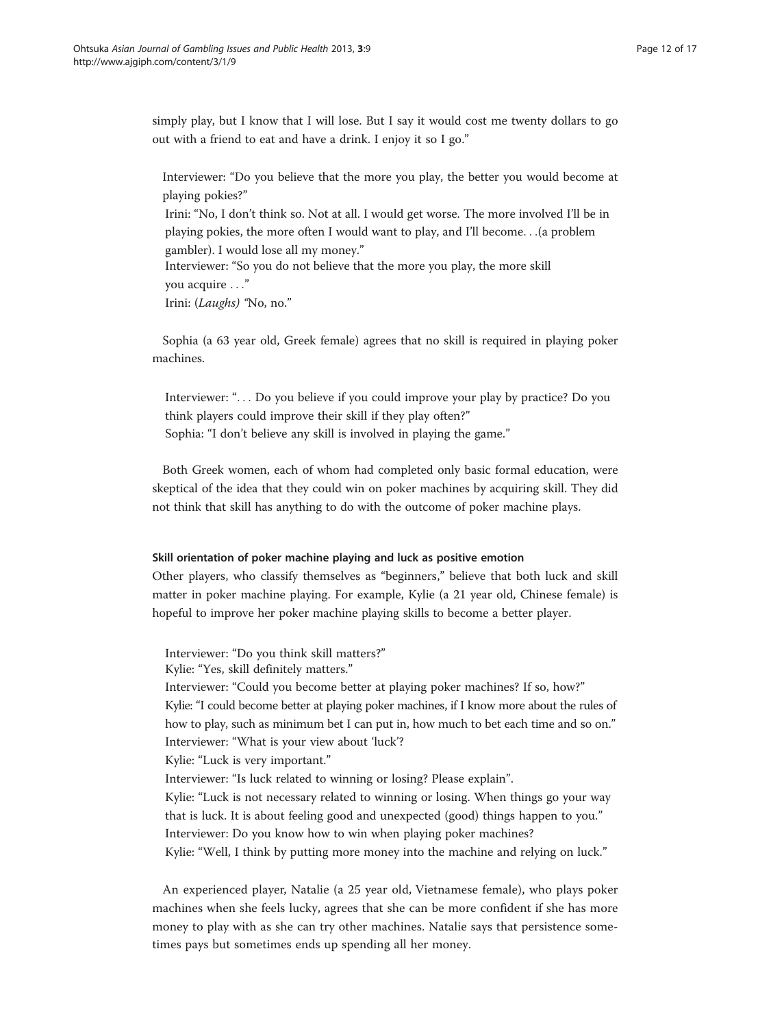simply play, but I know that I will lose. But I say it would cost me twenty dollars to go out with a friend to eat and have a drink. I enjoy it so I go."

> Interviewer: "Do you believe that the more you play, the better you would become at playing pokies?"
>
> Irini: "No, I don't think so. Not at all. I would get worse. The more involved I'll be in playing pokies, the more often I would want to play, and I'll become. . .(a problem gambler). I would lose all my money."
>
> Interviewer: "So you do not believe that the more you play, the more skill you acquire . . ."
>
> Irini: (*Laughs*) "No, no."

Sophia (a 63 year old, Greek female) agrees that no skill is required in playing poker machines.

> Interviewer: ". . . Do you believe if you could improve your play by practice? Do you think players could improve their skill if they play often?"
>
> Sophia: "I don't believe any skill is involved in playing the game."

Both Greek women, each of whom had completed only basic formal education, were skeptical of the idea that they could win on poker machines by acquiring skill. They did not think that skill has anything to do with the outcome of poker machine plays.

#### Skill orientation of poker machine playing and luck as positive emotion

Other players, who classify themselves as "beginners," believe that both luck and skill matter in poker machine playing. For example, Kylie (a 21 year old, Chinese female) is hopeful to improve her poker machine playing skills to become a better player.

> Interviewer: "Do you think skill matters?"
>
> Kylie: "Yes, skill definitely matters."
>
> Interviewer: "Could you become better at playing poker machines? If so, how?"
>
> Kylie: "I could become better at playing poker machines, if I know more about the rules of how to play, such as minimum bet I can put in, how much to bet each time and so on."
>
> Interviewer: "What is your view about 'luck'?
>
> Kylie: "Luck is very important."
>
> Interviewer: "Is luck related to winning or losing? Please explain".
>
> Kylie: "Luck is not necessary related to winning or losing. When things go your way that is luck. It is about feeling good and unexpected (good) things happen to you."
>
> Interviewer: Do you know how to win when playing poker machines?
>
> Kylie: "Well, I think by putting more money into the machine and relying on luck."

An experienced player, Natalie (a 25 year old, Vietnamese female), who plays poker machines when she feels lucky, agrees that she can be more confident if she has more money to play with as she can try other machines. Natalie says that persistence sometimes pays but sometimes ends up spending all her money.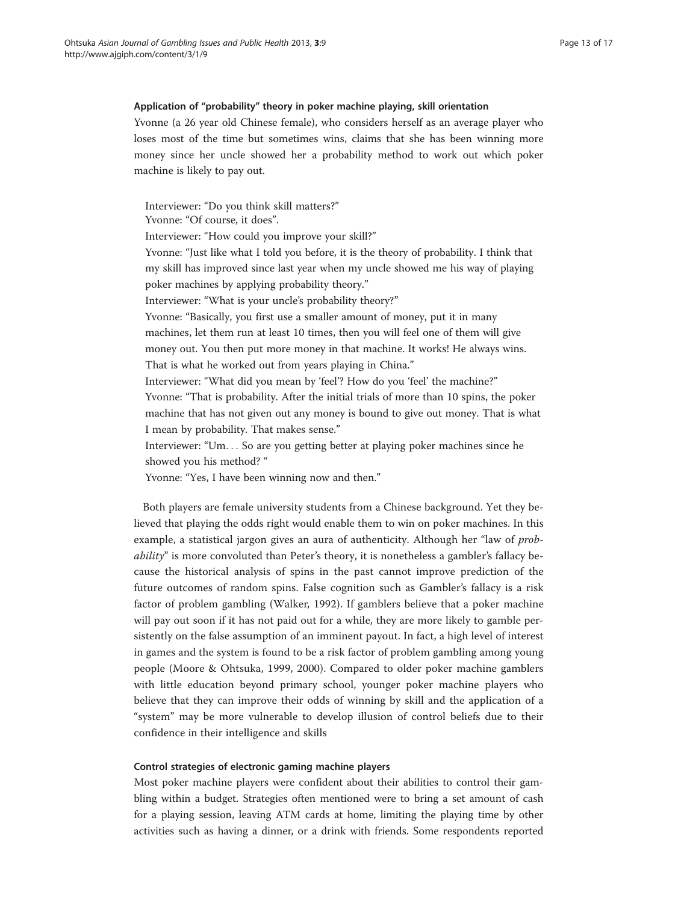#### Application of "probability" theory in poker machine playing, skill orientation

Yvonne (a 26 year old Chinese female), who considers herself as an average player who loses most of the time but sometimes wins, claims that she has been winning more money since her uncle showed her a probability method to work out which poker machine is likely to pay out.

> Interviewer: "Do you think skill matters?"
>
> Yvonne: "Of course, it does".
>
> Interviewer: "How could you improve your skill?"
>
> Yvonne: "Just like what I told you before, it is the theory of probability. I think that my skill has improved since last year when my uncle showed me his way of playing poker machines by applying probability theory."
>
> Interviewer: "What is your uncle's probability theory?"
>
> Yvonne: "Basically, you first use a smaller amount of money, put it in many machines, let them run at least 10 times, then you will feel one of them will give money out. You then put more money in that machine. It works! He always wins. That is what he worked out from years playing in China."
>
> Interviewer: "What did you mean by 'feel'? How do you 'feel' the machine?"
>
> Yvonne: "That is probability. After the initial trials of more than 10 spins, the poker machine that has not given out any money is bound to give out money. That is what I mean by probability. That makes sense."
>
> Interviewer: "Um… So are you getting better at playing poker machines since he showed you his method? "
>
> Yvonne: "Yes, I have been winning now and then."

Both players are female university students from a Chinese background. Yet they believed that playing the odds right would enable them to win on poker machines. In this example, a statistical jargon gives an aura of authenticity. Although her "law of *probability*" is more convoluted than Peter's theory, it is nonetheless a gambler's fallacy because the historical analysis of spins in the past cannot improve prediction of the future outcomes of random spins. False cognition such as Gambler's fallacy is a risk factor of problem gambling (Walker, 1992). If gamblers believe that a poker machine will pay out soon if it has not paid out for a while, they are more likely to gamble persistently on the false assumption of an imminent payout. In fact, a high level of interest in games and the system is found to be a risk factor of problem gambling among young people (Moore & Ohtsuka, 1999, 2000). Compared to older poker machine gamblers with little education beyond primary school, younger poker machine players who believe that they can improve their odds of winning by skill and the application of a "system" may be more vulnerable to develop illusion of control beliefs due to their confidence in their intelligence and skills

#### Control strategies of electronic gaming machine players

Most poker machine players were confident about their abilities to control their gambling within a budget. Strategies often mentioned were to bring a set amount of cash for a playing session, leaving ATM cards at home, limiting the playing time by other activities such as having a dinner, or a drink with friends. Some respondents reported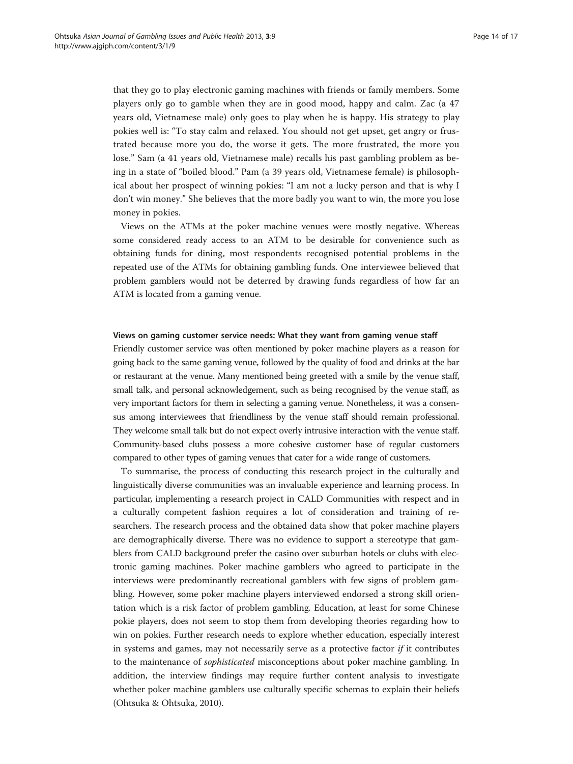that they go to play electronic gaming machines with friends or family members. Some players only go to gamble when they are in good mood, happy and calm. Zac (a 47 years old, Vietnamese male) only goes to play when he is happy. His strategy to play pokies well is: "To stay calm and relaxed. You should not get upset, get angry or frustrated because more you do, the worse it gets. The more frustrated, the more you lose." Sam (a 41 years old, Vietnamese male) recalls his past gambling problem as being in a state of "boiled blood." Pam (a 39 years old, Vietnamese female) is philosophical about her prospect of winning pokies: "I am not a lucky person and that is why I don't win money." She believes that the more badly you want to win, the more you lose money in pokies.

Views on the ATMs at the poker machine venues were mostly negative. Whereas some considered ready access to an ATM to be desirable for convenience such as obtaining funds for dining, most respondents recognised potential problems in the repeated use of the ATMs for obtaining gambling funds. One interviewee believed that problem gamblers would not be deterred by drawing funds regardless of how far an ATM is located from a gaming venue.

#### Views on gaming customer service needs: What they want from gaming venue staff

Friendly customer service was often mentioned by poker machine players as a reason for going back to the same gaming venue, followed by the quality of food and drinks at the bar or restaurant at the venue. Many mentioned being greeted with a smile by the venue staff, small talk, and personal acknowledgement, such as being recognised by the venue staff, as very important factors for them in selecting a gaming venue. Nonetheless, it was a consensus among interviewees that friendliness by the venue staff should remain professional. They welcome small talk but do not expect overly intrusive interaction with the venue staff. Community-based clubs possess a more cohesive customer base of regular customers compared to other types of gaming venues that cater for a wide range of customers.

To summarise, the process of conducting this research project in the culturally and linguistically diverse communities was an invaluable experience and learning process. In particular, implementing a research project in CALD Communities with respect and in a culturally competent fashion requires a lot of consideration and training of researchers. The research process and the obtained data show that poker machine players are demographically diverse. There was no evidence to support a stereotype that gamblers from CALD background prefer the casino over suburban hotels or clubs with electronic gaming machines. Poker machine gamblers who agreed to participate in the interviews were predominantly recreational gamblers with few signs of problem gambling. However, some poker machine players interviewed endorsed a strong skill orientation which is a risk factor of problem gambling. Education, at least for some Chinese pokie players, does not seem to stop them from developing theories regarding how to win on pokies. Further research needs to explore whether education, especially interest in systems and games, may not necessarily serve as a protective factor *if* it contributes to the maintenance of *sophisticated* misconceptions about poker machine gambling. In addition, the interview findings may require further content analysis to investigate whether poker machine gamblers use culturally specific schemas to explain their beliefs (Ohtsuka & Ohtsuka, 2010).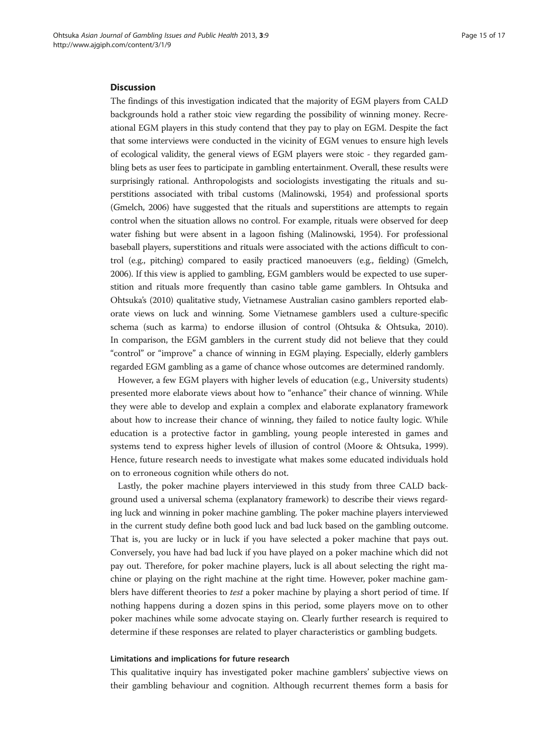## Discussion

The findings of this investigation indicated that the majority of EGM players from CALD backgrounds hold a rather stoic view regarding the possibility of winning money. Recreational EGM players in this study contend that they pay to play on EGM. Despite the fact that some interviews were conducted in the vicinity of EGM venues to ensure high levels of ecological validity, the general views of EGM players were stoic - they regarded gambling bets as user fees to participate in gambling entertainment. Overall, these results were surprisingly rational. Anthropologists and sociologists investigating the rituals and superstitions associated with tribal customs (Malinowski, 1954) and professional sports (Gmelch, 2006) have suggested that the rituals and superstitions are attempts to regain control when the situation allows no control. For example, rituals were observed for deep water fishing but were absent in a lagoon fishing (Malinowski, 1954). For professional baseball players, superstitions and rituals were associated with the actions difficult to control (e.g., pitching) compared to easily practiced manoeuvers (e.g., fielding) (Gmelch, 2006). If this view is applied to gambling, EGM gamblers would be expected to use superstition and rituals more frequently than casino table game gamblers. In Ohtsuka and Ohtsuka's (2010) qualitative study, Vietnamese Australian casino gamblers reported elaborate views on luck and winning. Some Vietnamese gamblers used a culture-specific schema (such as karma) to endorse illusion of control (Ohtsuka & Ohtsuka, 2010). In comparison, the EGM gamblers in the current study did not believe that they could "control" or "improve" a chance of winning in EGM playing. Especially, elderly gamblers regarded EGM gambling as a game of chance whose outcomes are determined randomly.

However, a few EGM players with higher levels of education (e.g., University students) presented more elaborate views about how to "enhance" their chance of winning. While they were able to develop and explain a complex and elaborate explanatory framework about how to increase their chance of winning, they failed to notice faulty logic. While education is a protective factor in gambling, young people interested in games and systems tend to express higher levels of illusion of control (Moore & Ohtsuka, 1999). Hence, future research needs to investigate what makes some educated individuals hold on to erroneous cognition while others do not.

Lastly, the poker machine players interviewed in this study from three CALD background used a universal schema (explanatory framework) to describe their views regarding luck and winning in poker machine gambling. The poker machine players interviewed in the current study define both good luck and bad luck based on the gambling outcome. That is, you are lucky or in luck if you have selected a poker machine that pays out. Conversely, you have had bad luck if you have played on a poker machine which did not pay out. Therefore, for poker machine players, luck is all about selecting the right machine or playing on the right machine at the right time. However, poker machine gamblers have different theories to *test* a poker machine by playing a short period of time. If nothing happens during a dozen spins in this period, some players move on to other poker machines while some advocate staying on. Clearly further research is required to determine if these responses are related to player characteristics or gambling budgets.

### Limitations and implications for future research

This qualitative inquiry has investigated poker machine gamblers' subjective views on their gambling behaviour and cognition. Although recurrent themes form a basis for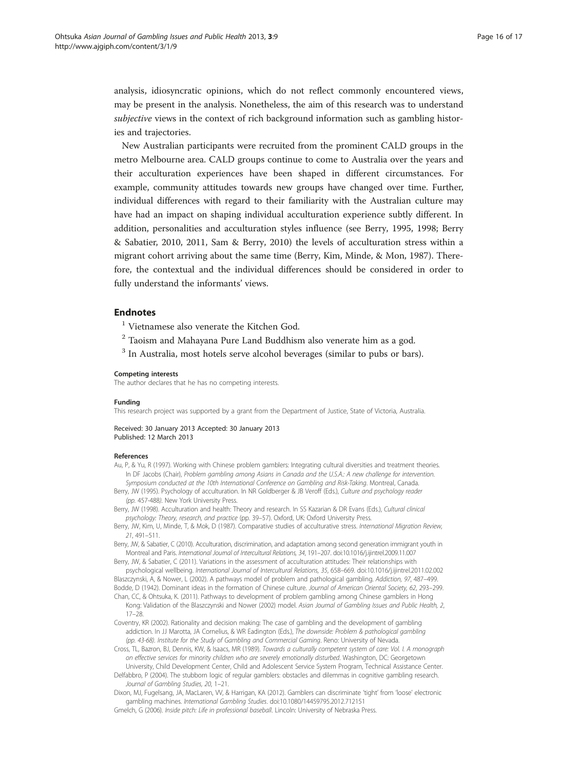analysis, idiosyncratic opinions, which do not reflect commonly encountered views, may be present in the analysis. Nonetheless, the aim of this research was to understand *subjective* views in the context of rich background information such as gambling histories and trajectories.

New Australian participants were recruited from the prominent CALD groups in the metro Melbourne area. CALD groups continue to come to Australia over the years and their acculturation experiences have been shaped in different circumstances. For example, community attitudes towards new groups have changed over time. Further, individual differences with regard to their familiarity with the Australian culture may have had an impact on shaping individual acculturation experience subtly different. In addition, personalities and acculturation styles influence (see Berry, 1995, 1998; Berry & Sabatier, 2010, 2011, Sam & Berry, 2010) the levels of acculturation stress within a migrant cohort arriving about the same time (Berry, Kim, Minde, & Mon, 1987). Therefore, the contextual and the individual differences should be considered in order to fully understand the informants' views.

## Endnotes

[1] Vietnamese also venerate the Kitchen God.

[2] Taoism and Mahayana Pure Land Buddhism also venerate him as a god.

[3] In Australia, most hotels serve alcohol beverages (similar to pubs or bars).

#### Competing interests

The author declares that he has no competing interests.

#### Funding

This research project was supported by a grant from the Department of Justice, State of Victoria, Australia.

Received: 30 January 2013 Accepted: 30 January 2013
Published: 12 March 2013

#### References

Au, P, & Yu, R (1997). Working with Chinese problem gamblers: Integrating cultural diversities and treatment theories. In DF Jacobs (Chair), *Problem gambling among Asians in Canada and the U.S.A.: A new challenge for intervention. Symposium conducted at the 10th International Conference on Gambling and Risk-Taking*. Montreal, Canada.

Berry, JW (1995). Psychology of acculturation. In NR Goldberger & JB Veroff (Eds.), *Culture and psychology reader (pp. 457-488)*. New York University Press.

Berry, JW (1998). Acculturation and health: Theory and research. In SS Kazarian & DR Evans (Eds.), *Cultural clinical psychology: Theory, research, and practice* (pp. 39–57). Oxford, UK: Oxford University Press.

Berry, JW, Kim, U, Minde, T, & Mok, D (1987). Comparative studies of acculturative stress. *International Migration Review, 21*, 491–511.

Berry, JW, & Sabatier, C (2010). Acculturation, discrimination, and adaptation among second generation immigrant youth in Montreal and Paris. *International Journal of Intercultural Relations, 34*, 191–207. doi:10.1016/j.ijintrel.2009.11.007

Berry, JW, & Sabatier, C (2011). Variations in the assessment of acculturation attitudes: Their relationships with psychological wellbeing. *International Journal of Intercultural Relations, 35*, 658–669. doi:10.1016/j.ijintrel.2011.02.002

Blaszczynski, A, & Nower, L (2002). A pathways model of problem and pathological gambling. *Addiction, 97*, 487–499.

Bodde, D (1942). Dominant ideas in the formation of Chinese culture. *Journal of American Oriental Society, 62*, 293–299.

Chan, CC, & Ohtsuka, K. (2011). Pathways to development of problem gambling among Chinese gamblers in Hong Kong: Validation of the Blaszczynski and Nower (2002) model. *Asian Journal of Gambling Issues and Public Health, 2*, 17–28.

Coventry, KR (2002). Rationality and decision making: The case of gambling and the development of gambling addiction. In JJ Marotta, JA Cornelius, & WR Eadington (Eds.), *The downside: Problem & pathological gambling (pp. 43-68). Institute for the Study of Gambling and Commercial Gaming*. Reno: University of Nevada.

Cross, TL, Bazron, BJ, Dennis, KW, & Isaacs, MR (1989). *Towards a culturally competent system of care: Vol. I. A monograph on effective services for minority children who are severely emotionally disturbed*. Washington, DC: Georgetown University, Child Development Center, Child and Adolescent Service System Program, Technical Assistance Center.

Delfabbro, P (2004). The stubborn logic of regular gamblers: obstacles and dilemmas in cognitive gambling research. *Journal of Gambling Studies, 20*, 1–21.

Dixon, MJ, Fugelsang, JA, MacLaren, VV, & Harrigan, KA (2012). Gamblers can discriminate 'tight' from 'loose' electronic gambling machines. *International Gambling Studies*. doi:10.1080/14459795.2012.712151

Gmelch, G (2006). *Inside pitch: Life in professional baseball*. Lincoln: University of Nebraska Press.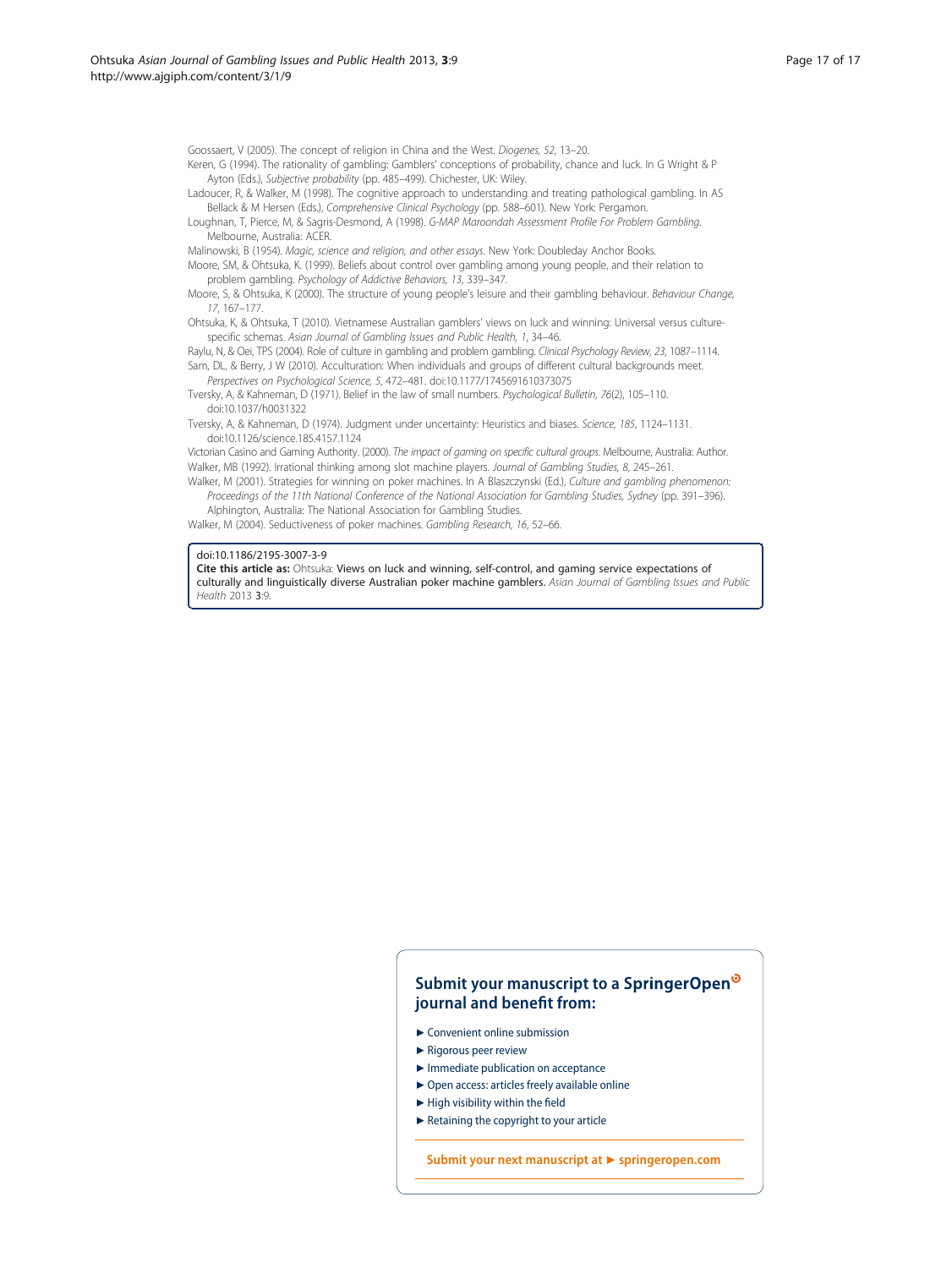Goossaert, V (2005). The concept of religion in China and the West. *Diogenes, 52*, 13–20.

Keren, G (1994). The rationality of gambling: Gamblers' conceptions of probability, chance and luck. In G Wright & P Ayton (Eds.), *Subjective probability* (pp. 485–499). Chichester, UK: Wiley.

Ladoucer, R, & Walker, M (1998). The cognitive approach to understanding and treating pathological gambling. In AS Bellack & M Hersen (Eds.), *Comprehensive Clinical Psychology* (pp. 588–601). New York: Pergamon.

Loughnan, T, Pierce, M, & Sagris-Desmond, A (1998). *G-MAP Maroondah Assessment Profile For Problem Gambling*. Melbourne, Australia: ACER.

Malinowski, B (1954). *Magic, science and religion, and other essays*. New York: Doubleday Anchor Books.

Moore, SM, & Ohtsuka, K. (1999). Beliefs about control over gambling among young people, and their relation to problem gambling. *Psychology of Addictive Behaviors, 13*, 339–347.

Moore, S, & Ohtsuka, K (2000). The structure of young people's leisure and their gambling behaviour. *Behaviour Change, 17*, 167–177.

Ohtsuka, K, & Ohtsuka, T (2010). Vietnamese Australian gamblers' views on luck and winning: Universal versus culture-specific schemas. *Asian Journal of Gambling Issues and Public Health, 1*, 34–46.

Raylu, N, & Oei, TPS (2004). Role of culture in gambling and problem gambling. *Clinical Psychology Review, 23*, 1087–1114.

Sam, DL, & Berry, J W (2010). Acculturation: When individuals and groups of different cultural backgrounds meet. *Perspectives on Psychological Science, 5*, 472–481. doi:10.1177/1745691610373075

Tversky, A, & Kahneman, D (1971). Belief in the law of small numbers. *Psychological Bulletin, 76*(2), 105–110. doi:10.1037/h0031322

Tversky, A, & Kahneman, D (1974). Judgment under uncertainty: Heuristics and biases. *Science, 185*, 1124–1131. doi:10.1126/science.185.4157.1124

Victorian Casino and Gaming Authority. (2000). *The impact of gaming on specific cultural groups*. Melbourne, Australia: Author.

Walker, MB (1992). Irrational thinking among slot machine players. *Journal of Gambling Studies, 8*, 245–261.

Walker, M (2001). Strategies for winning on poker machines. In A Blaszczynski (Ed.), *Culture and gambling phenomenon: Proceedings of the 11th National Conference of the National Association for Gambling Studies, Sydney* (pp. 391–396). Alphington, Australia: The National Association for Gambling Studies.

Walker, M (2004). Seductiveness of poker machines. *Gambling Research, 16*, 52–66.

doi:10.1186/2195-3007-3-9

**Cite this article as:** Ohtsuka: Views on luck and winning, self-control, and gaming service expectations of culturally and linguistically diverse Australian poker machine gamblers. *Asian Journal of Gambling Issues and Public Health* 2013 **3**:9.

**Submit your manuscript to a SpringerOpen journal and benefit from:**

- ► Convenient online submission
- ► Rigorous peer review
- ► Immediate publication on acceptance
- ► Open access: articles freely available online
- ► High visibility within the field
- ► Retaining the copyright to your article

**Submit your next manuscript at ► springeropen.com**